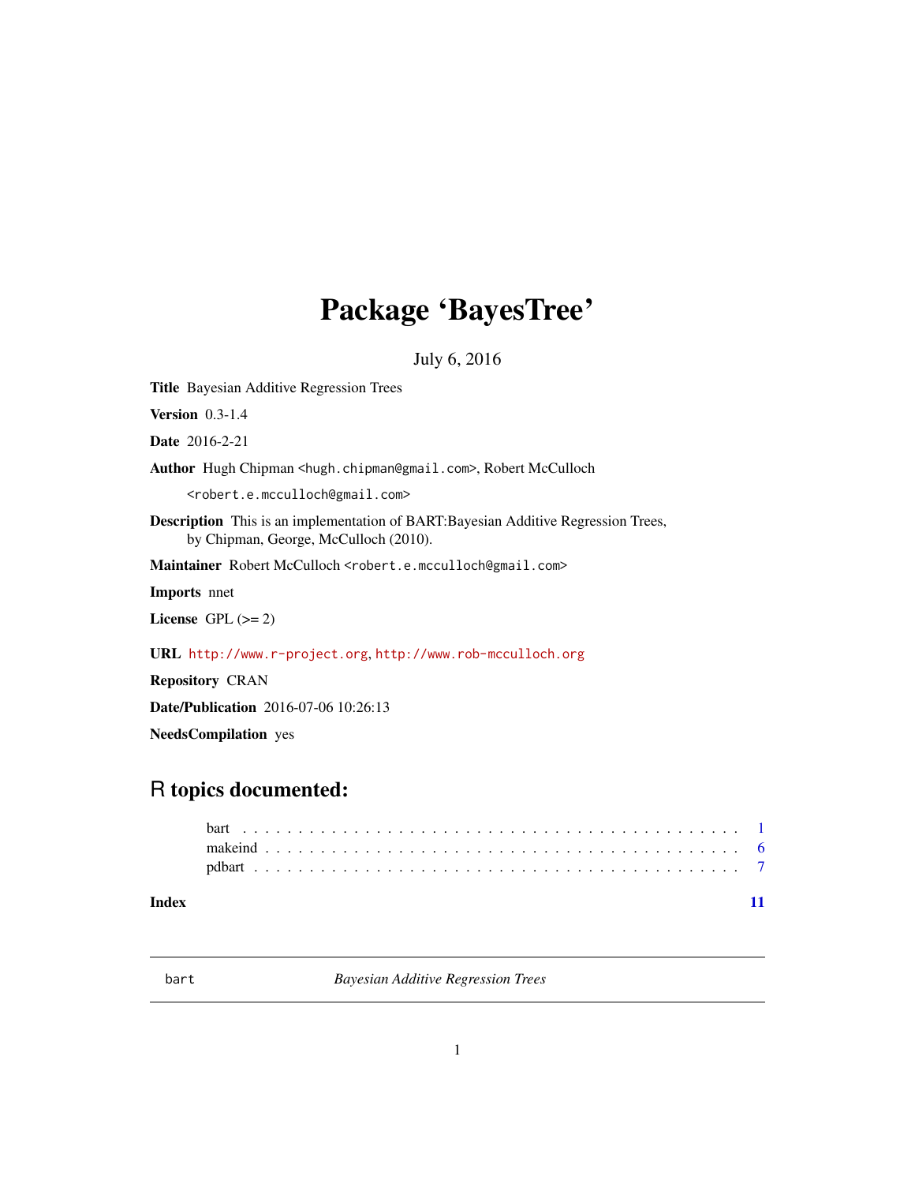# Package 'BayesTree'

July 6, 2016

**Title** Bayesian Additive Regression Trees

**Version** 0.3-1.4

**Date** 2016-2-21

**Author** Hugh Chipman <hugh.chipman@gmail.com>, Robert McCulloch <robert.e.mcculloch@gmail.com>

**Description** This is an implementation of BART:Bayesian Additive Regression Trees, by Chipman, George, McCulloch (2010).

**Maintainer** Robert McCulloch <robert.e.mcculloch@gmail.com>

**Imports** nnet

**License** GPL (>= 2)

**URL** http://www.r-project.org, http://www.rob-mcculloch.org

**Repository** CRAN

**Date/Publication** 2016-07-06 10:26:13

**NeedsCompilation** yes

## R topics documented:

- bart . . . 1
- makeind . . . 6
- pdbart . . . 7

**Index** 11

---

bart — *Bayesian Additive Regression Trees*

---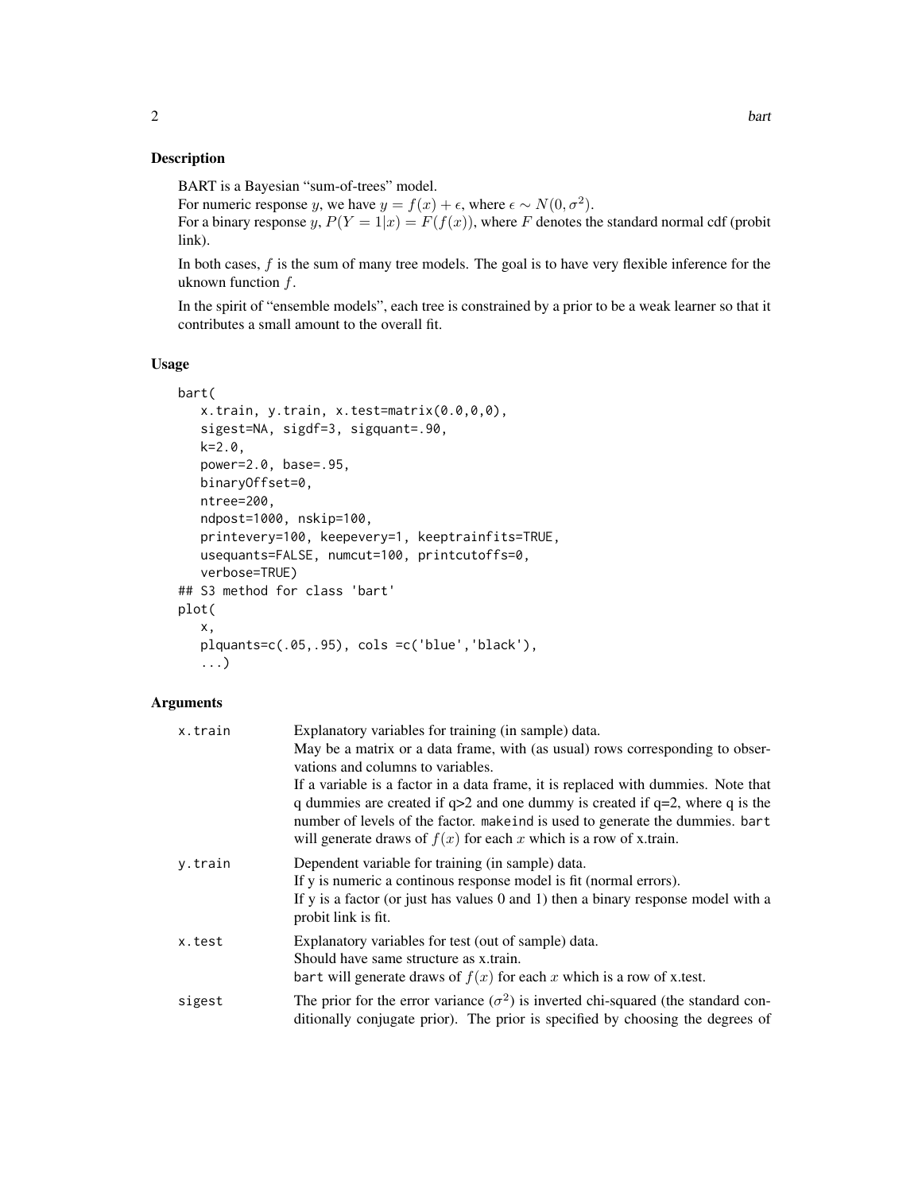## Description

BART is a Bayesian "sum-of-trees" model.
For numeric response $y$, we have $y = f(x) + \epsilon$, where $\epsilon \sim N(0, \sigma^2)$.
For a binary response $y$, $P(Y = 1|x) = F(f(x))$, where $F$ denotes the standard normal cdf (probit link).

In both cases, $f$ is the sum of many tree models. The goal is to have very flexible inference for the uknown function $f$.

In the spirit of "ensemble models", each tree is constrained by a prior to be a weak learner so that it contributes a small amount to the overall fit.

## Usage

```
bart(
   x.train, y.train, x.test=matrix(0.0,0,0),
   sigest=NA, sigdf=3, sigquant=.90,
   k=2.0,
   power=2.0, base=.95,
   binaryOffset=0,
   ntree=200,
   ndpost=1000, nskip=100,
   printevery=100, keepevery=1, keeptrainfits=TRUE,
   usequants=FALSE, numcut=100, printcutoffs=0,
   verbose=TRUE)
## S3 method for class 'bart'
plot(
   x,
   plquants=c(.05,.95), cols =c('blue','black'),
   ...)
```

## Arguments

| | |
|---|---|
| `x.train` | Explanatory variables for training (in sample) data.<br>May be a matrix or a data frame, with (as usual) rows corresponding to observations and columns to variables.<br>If a variable is a factor in a data frame, it is replaced with dummies. Note that q dummies are created if q>2 and one dummy is created if q=2, where q is the number of levels of the factor. `makeind` is used to generate the dummies. `bart` will generate draws of $f(x)$ for each $x$ which is a row of x.train. |
| `y.train` | Dependent variable for training (in sample) data.<br>If y is numeric a continous response model is fit (normal errors).<br>If y is a factor (or just has values 0 and 1) then a binary response model with a probit link is fit. |
| `x.test` | Explanatory variables for test (out of sample) data.<br>Should have same structure as x.train.<br>`bart` will generate draws of $f(x)$ for each $x$ which is a row of x.test. |
| `sigest` | The prior for the error variance ($\sigma^2$) is inverted chi-squared (the standard conditionally conjugate prior). The prior is specified by choosing the degrees of |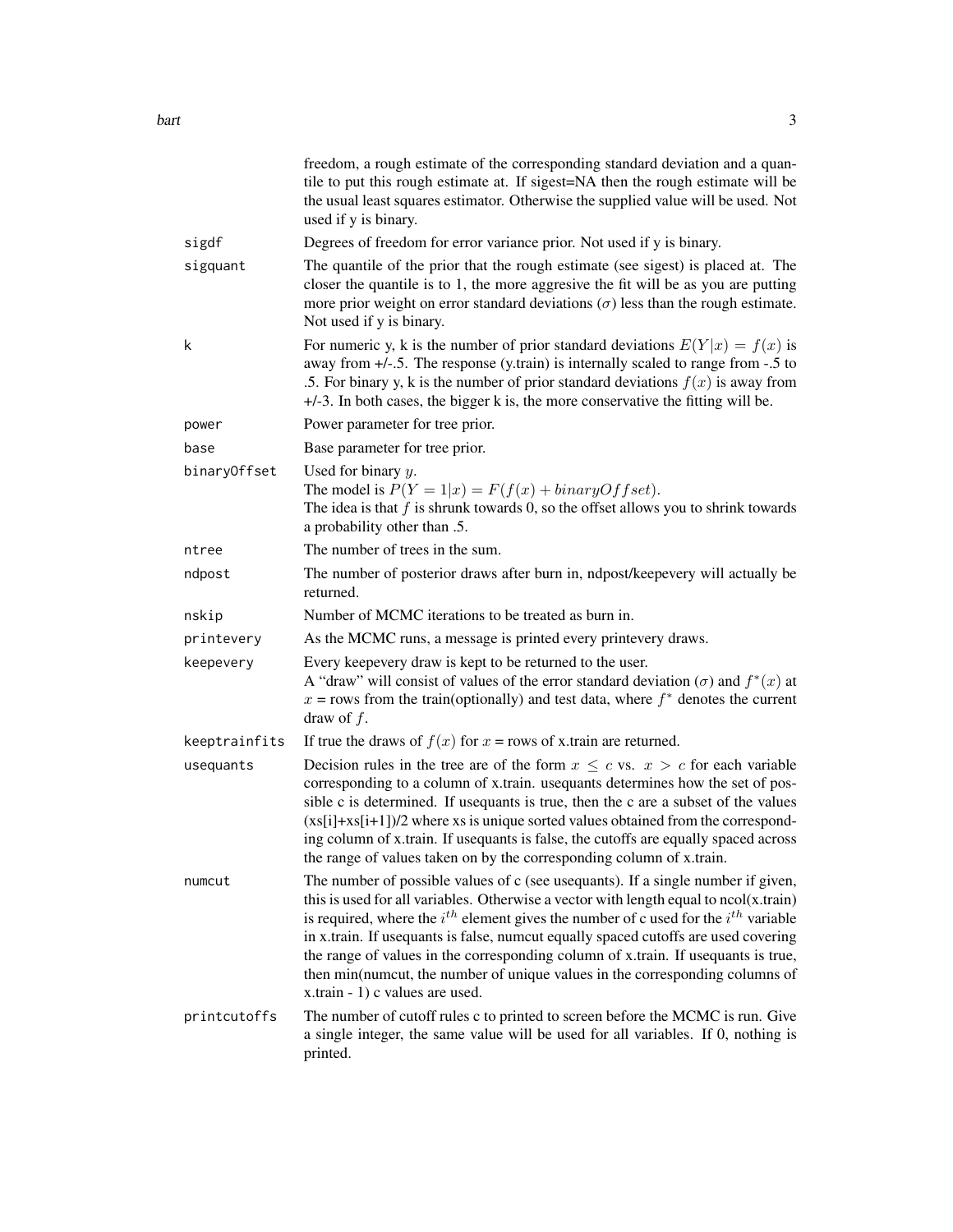freedom, a rough estimate of the corresponding standard deviation and a quantile to put this rough estimate at. If sigest=NA then the rough estimate will be the usual least squares estimator. Otherwise the supplied value will be used. Not used if y is binary.

`sigdf`
: Degrees of freedom for error variance prior. Not used if y is binary.

`sigquant`
: The quantile of the prior that the rough estimate (see sigest) is placed at. The closer the quantile is to 1, the more aggresive the fit will be as you are putting more prior weight on error standard deviations ($\sigma$) less than the rough estimate. Not used if y is binary.

`k`
: For numeric y, k is the number of prior standard deviations $E(Y|x) = f(x)$ is away from +/-.5. The response (y.train) is internally scaled to range from -.5 to .5. For binary y, k is the number of prior standard deviations $f(x)$ is away from +/-3. In both cases, the bigger k is, the more conservative the fitting will be.

`power`
: Power parameter for tree prior.

`base`
: Base parameter for tree prior.

`binaryOffset`
: Used for binary $y$.
The model is $P(Y = 1|x) = F(f(x) + binaryOffset)$.
The idea is that $f$ is shrunk towards 0, so the offset allows you to shrink towards a probability other than .5.

`ntree`
: The number of trees in the sum.

`ndpost`
: The number of posterior draws after burn in, ndpost/keepevery will actually be returned.

`nskip`
: Number of MCMC iterations to be treated as burn in.

`printevery`
: As the MCMC runs, a message is printed every printevery draws.

`keepevery`
: Every keepevery draw is kept to be returned to the user.
A "draw" will consist of values of the error standard deviation ($\sigma$) and $f^*(x)$ at $x$ = rows from the train(optionally) and test data, where $f^*$ denotes the current draw of $f$.

`keeptrainfits`
: If true the draws of $f(x)$ for $x$ = rows of x.train are returned.

`usequants`
: Decision rules in the tree are of the form $x \leq c$ vs. $x > c$ for each variable corresponding to a column of x.train. usequants determines how the set of possible c is determined. If usequants is true, then the c are a subset of the values (xs[i]+xs[i+1])/2 where xs is unique sorted values obtained from the corresponding column of x.train. If usequants is false, the cutoffs are equally spaced across the range of values taken on by the corresponding column of x.train.

`numcut`
: The number of possible values of c (see usequants). If a single number if given, this is used for all variables. Otherwise a vector with length equal to ncol(x.train) is required, where the $i^{th}$ element gives the number of c used for the $i^{th}$ variable in x.train. If usequants is false, numcut equally spaced cutoffs are used covering the range of values in the corresponding column of x.train. If usequants is true, then min(numcut, the number of unique values in the corresponding columns of x.train - 1) c values are used.

`printcutoffs`
: The number of cutoff rules c to printed to screen before the MCMC is run. Give a single integer, the same value will be used for all variables. If 0, nothing is printed.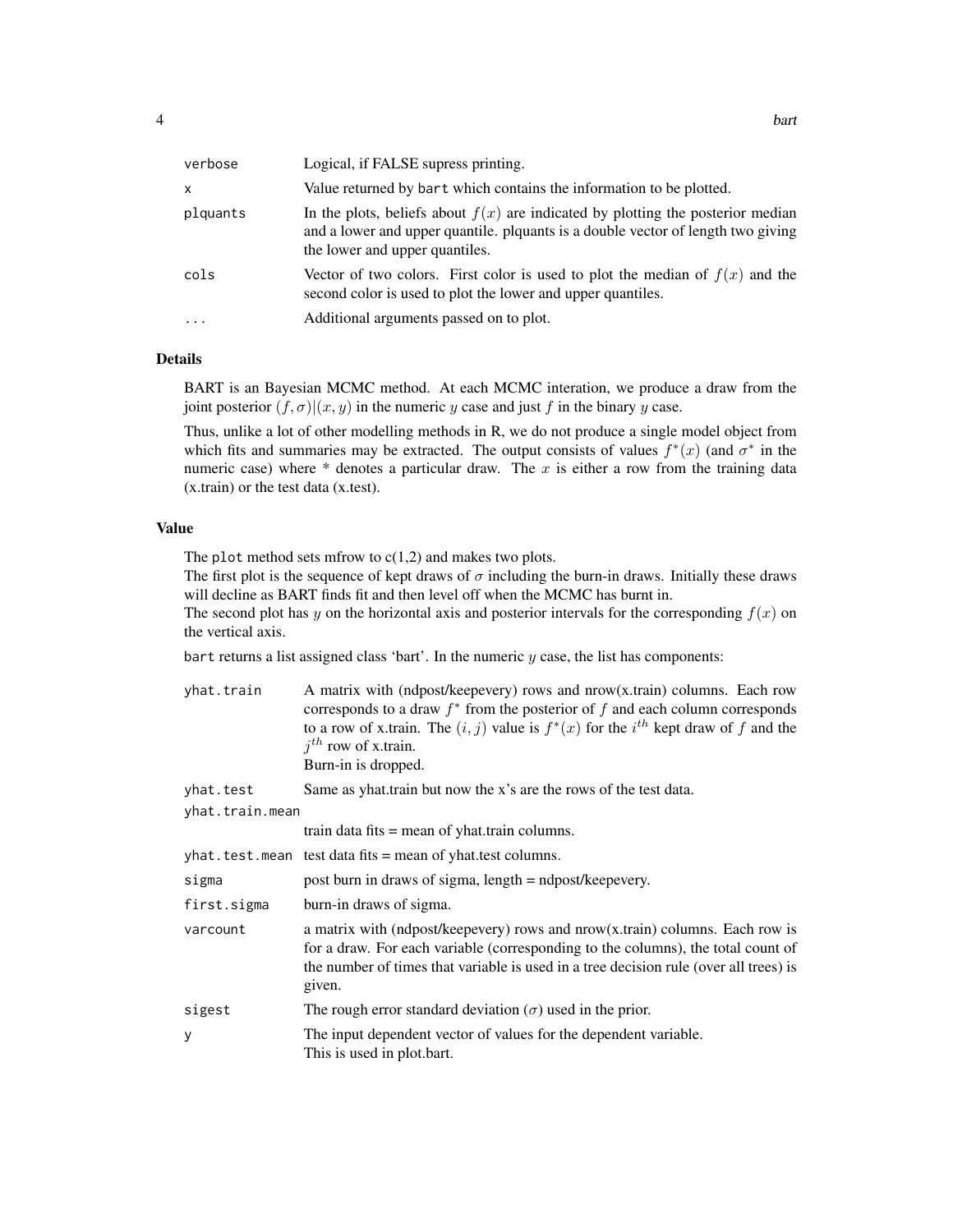| | |
|---|---|
| verbose | Logical, if FALSE supress printing. |
| x | Value returned by bart which contains the information to be plotted. |
| plquants | In the plots, beliefs about $f(x)$ are indicated by plotting the posterior median and a lower and upper quantile. plquants is a double vector of length two giving the lower and upper quantiles. |
| cols | Vector of two colors. First color is used to plot the median of $f(x)$ and the second color is used to plot the lower and upper quantiles. |
| ... | Additional arguments passed on to plot. |

### Details

BART is an Bayesian MCMC method. At each MCMC interation, we produce a draw from the joint posterior $(f, \sigma)|(x, y)$ in the numeric $y$ case and just $f$ in the binary $y$ case.

Thus, unlike a lot of other modelling methods in R, we do not produce a single model object from which fits and summaries may be extracted. The output consists of values $f^*(x)$ (and $\sigma^*$ in the numeric case) where * denotes a particular draw. The $x$ is either a row from the training data (x.train) or the test data (x.test).

### Value

The plot method sets mfrow to c(1,2) and makes two plots.
The first plot is the sequence of kept draws of $\sigma$ including the burn-in draws. Initially these draws will decline as BART finds fit and then level off when the MCMC has burnt in.
The second plot has $y$ on the horizontal axis and posterior intervals for the corresponding $f(x)$ on the vertical axis.

bart returns a list assigned class 'bart'. In the numeric $y$ case, the list has components:

| | |
|---|---|
| yhat.train | A matrix with (ndpost/keepevery) rows and nrow(x.train) columns. Each row corresponds to a draw $f^*$ from the posterior of $f$ and each column corresponds to a row of x.train. The $(i, j)$ value is $f^*(x)$ for the $i^{th}$ kept draw of $f$ and the $j^{th}$ row of x.train. Burn-in is dropped. |
| yhat.test | Same as yhat.train but now the x's are the rows of the test data. |
| yhat.train.mean | train data fits = mean of yhat.train columns. |
| yhat.test.mean | test data fits = mean of yhat.test columns. |
| sigma | post burn in draws of sigma, length = ndpost/keepevery. |
| first.sigma | burn-in draws of sigma. |
| varcount | a matrix with (ndpost/keepevery) rows and nrow(x.train) columns. Each row is for a draw. For each variable (corresponding to the columns), the total count of the number of times that variable is used in a tree decision rule (over all trees) is given. |
| sigest | The rough error standard deviation ($\sigma$) used in the prior. |
| y | The input dependent vector of values for the dependent variable. This is used in plot.bart. |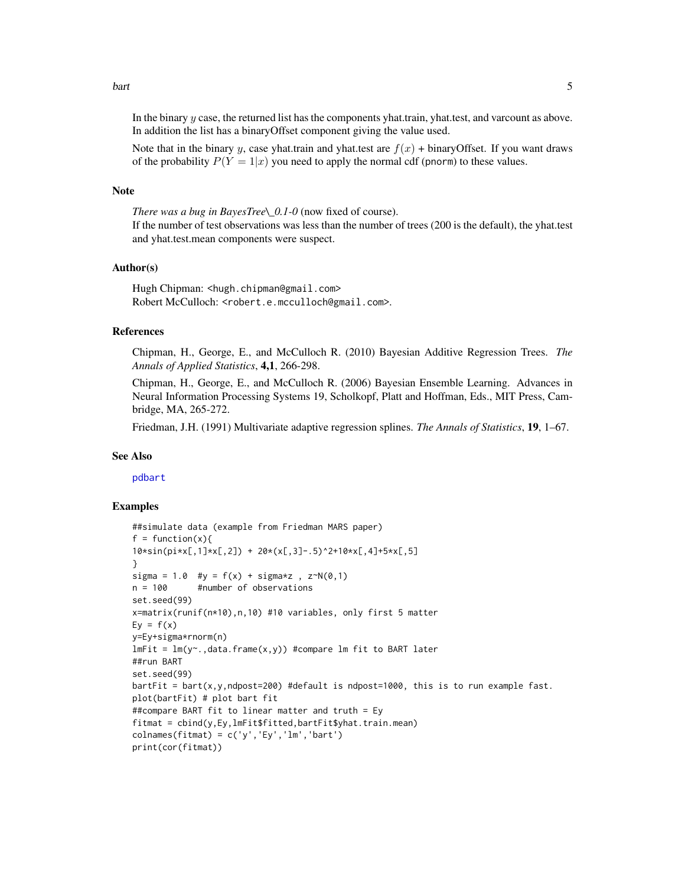In the binary $y$ case, the returned list has the components yhat.train, yhat.test, and varcount as above. In addition the list has a binaryOffset component giving the value used.

Note that in the binary $y$, case yhat.train and yhat.test are $f(x)$ + binaryOffset. If you want draws of the probability $P(Y = 1|x)$ you need to apply the normal cdf (pnorm) to these values.

## Note

*There was a bug in BayesTree\_0.1-0* (now fixed of course).
If the number of test observations was less than the number of trees (200 is the default), the yhat.test and yhat.test.mean components were suspect.

## Author(s)

Hugh Chipman: <hugh.chipman@gmail.com>
Robert McCulloch: <robert.e.mcculloch@gmail.com>.

## References

Chipman, H., George, E., and McCulloch R. (2010) Bayesian Additive Regression Trees. *The Annals of Applied Statistics*, **4,1**, 266-298.

Chipman, H., George, E., and McCulloch R. (2006) Bayesian Ensemble Learning. Advances in Neural Information Processing Systems 19, Scholkopf, Platt and Hoffman, Eds., MIT Press, Cambridge, MA, 265-272.

Friedman, J.H. (1991) Multivariate adaptive regression splines. *The Annals of Statistics*, **19**, 1–67.

## See Also

pdbart

## Examples

```
##simulate data (example from Friedman MARS paper)
f = function(x){
10*sin(pi*x[,1]*x[,2]) + 20*(x[,3]-.5)^2+10*x[,4]+5*x[,5]
}
sigma = 1.0  #y = f(x) + sigma*z , z~N(0,1)
n = 100      #number of observations
set.seed(99)
x=matrix(runif(n*10),n,10) #10 variables, only first 5 matter
Ey = f(x)
y=Ey+sigma*rnorm(n)
lmFit = lm(y~.,data.frame(x,y)) #compare lm fit to BART later
##run BART
set.seed(99)
bartFit = bart(x,y,ndpost=200) #default is ndpost=1000, this is to run example fast.
plot(bartFit) # plot bart fit
##compare BART fit to linear matter and truth = Ey
fitmat = cbind(y,Ey,lmFit$fitted,bartFit$yhat.train.mean)
colnames(fitmat) = c('y','Ey','lm','bart')
print(cor(fitmat))
```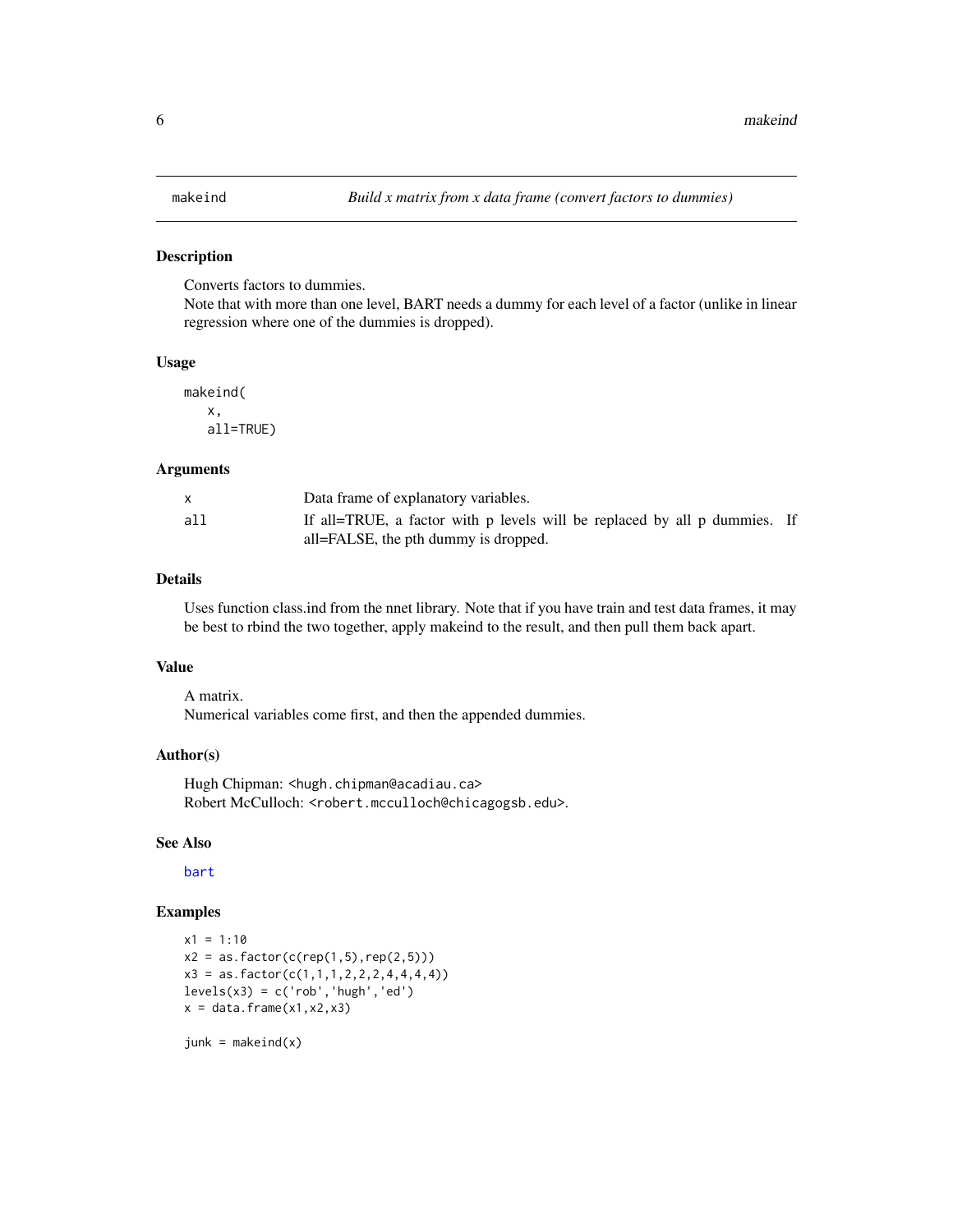# makeind — *Build x matrix from x data frame (convert factors to dummies)*

## Description

Converts factors to dummies.
Note that with more than one level, BART needs a dummy for each level of a factor (unlike in linear regression where one of the dummies is dropped).

## Usage

```
makeind(
   x,
   all=TRUE)
```

## Arguments

| | |
|---|---|
| x | Data frame of explanatory variables. |
| all | If all=TRUE, a factor with p levels will be replaced by all p dummies. If all=FALSE, the pth dummy is dropped. |

## Details

Uses function class.ind from the nnet library. Note that if you have train and test data frames, it may be best to rbind the two together, apply makeind to the result, and then pull them back apart.

## Value

A matrix.
Numerical variables come first, and then the appended dummies.

## Author(s)

Hugh Chipman: <hugh.chipman@acadiau.ca>
Robert McCulloch: <robert.mcculloch@chicagogsb.edu>.

## See Also

bart

## Examples

```
x1 = 1:10
x2 = as.factor(c(rep(1,5),rep(2,5)))
x3 = as.factor(c(1,1,1,2,2,2,4,4,4,4))
levels(x3) = c('rob','hugh','ed')
x = data.frame(x1,x2,x3)

junk = makeind(x)
```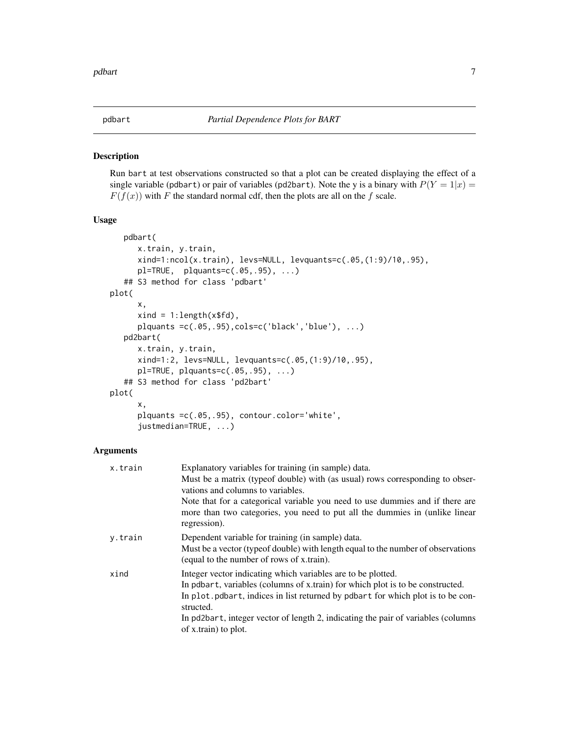# pdbart — *Partial Dependence Plots for BART*

## Description

Run bart at test observations constructed so that a plot can be created displaying the effect of a single variable (pdbart) or pair of variables (pd2bart). Note the y is a binary with $P(Y = 1|x) = F(f(x))$ with $F$ the standard normal cdf, then the plots are all on the $f$ scale.

## Usage

```
    pdbart(
       x.train, y.train,
       xind=1:ncol(x.train), levs=NULL, levquants=c(.05,(1:9)/10,.95),
       pl=TRUE,  plquants=c(.05,.95), ...)
   ## S3 method for class 'pdbart'
plot(
      x,
      xind = 1:length(x$fd),
      plquants =c(.05,.95),cols=c('black','blue'), ...)
   pd2bart(
      x.train, y.train,
      xind=1:2, levs=NULL, levquants=c(.05,(1:9)/10,.95),
      pl=TRUE, plquants=c(.05,.95), ...)
   ## S3 method for class 'pd2bart'
plot(
      x,
      plquants =c(.05,.95), contour.color='white',
      justmedian=TRUE, ...)
```

## Arguments

| | |
|---|---|
| `x.train` | Explanatory variables for training (in sample) data.<br>Must be a matrix (typeof double) with (as usual) rows corresponding to observations and columns to variables.<br>Note that for a categorical variable you need to use dummies and if there are more than two categories, you need to put all the dummies in (unlike linear regression). |
| `y.train` | Dependent variable for training (in sample) data.<br>Must be a vector (typeof double) with length equal to the number of observations (equal to the number of rows of x.train). |
| `xind` | Integer vector indicating which variables are to be plotted.<br>In pdbart, variables (columns of x.train) for which plot is to be constructed.<br>In plot.pdbart, indices in list returned by pdbart for which plot is to be constructed.<br>In pd2bart, integer vector of length 2, indicating the pair of variables (columns of x.train) to plot. |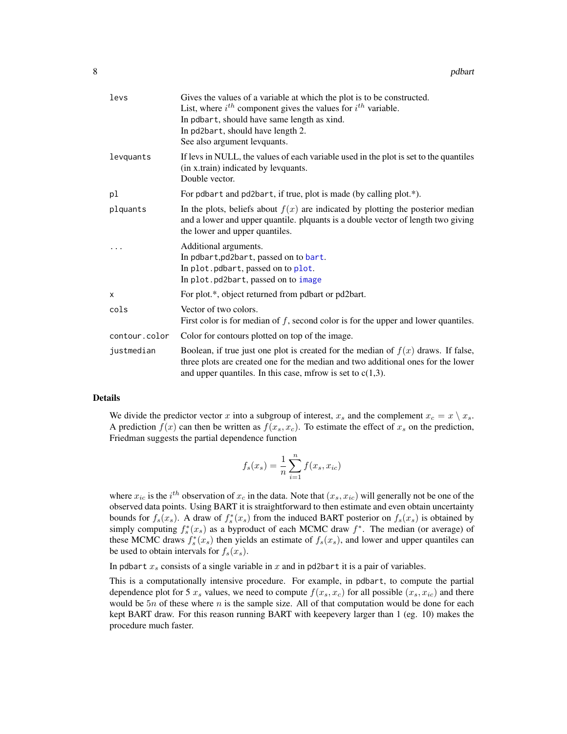| | |
|---|---|
| levs | Gives the values of a variable at which the plot is to be constructed.<br>List, where $i^{th}$ component gives the values for $i^{th}$ variable.<br>In pdbart, should have same length as xind.<br>In pd2bart, should have length 2.<br>See also argument levquants. |
| levquants | If levs in NULL, the values of each variable used in the plot is set to the quantiles (in x.train) indicated by levquants.<br>Double vector. |
| pl | For pdbart and pd2bart, if true, plot is made (by calling plot.*). |
| plquants | In the plots, beliefs about $f(x)$ are indicated by plotting the posterior median and a lower and upper quantile. plquants is a double vector of length two giving the lower and upper quantiles. |
| ... | Additional arguments.<br>In pdbart,pd2bart, passed on to bart.<br>In plot.pdbart, passed on to plot.<br>In plot.pd2bart, passed on to image |
| x | For plot.*, object returned from pdbart or pd2bart. |
| cols | Vector of two colors.<br>First color is for median of $f$, second color is for the upper and lower quantiles. |
| contour.color | Color for contours plotted on top of the image. |
| justmedian | Boolean, if true just one plot is created for the median of $f(x)$ draws. If false, three plots are created one for the median and two additional ones for the lower and upper quantiles. In this case, mfrow is set to c(1,3). |

## Details

We divide the predictor vector $x$ into a subgroup of interest, $x_s$ and the complement $x_c = x \setminus x_s$. A prediction $f(x)$ can then be written as $f(x_s, x_c)$. To estimate the effect of $x_s$ on the prediction, Friedman suggests the partial dependence function

$$f_s(x_s) = \frac{1}{n} \sum_{i=1}^{n} f(x_s, x_{ic})$$

where $x_{ic}$ is the $i^{th}$ observation of $x_c$ in the data. Note that $(x_s, x_{ic})$ will generally not be one of the observed data points. Using BART it is straightforward to then estimate and even obtain uncertainty bounds for $f_s(x_s)$. A draw of $f_s^*(x_s)$ from the induced BART posterior on $f_s(x_s)$ is obtained by simply computing $f_s^*(x_s)$ as a byproduct of each MCMC draw $f^*$. The median (or average) of these MCMC draws $f_s^*(x_s)$ then yields an estimate of $f_s(x_s)$, and lower and upper quantiles can be used to obtain intervals for $f_s(x_s)$.

In pdbart $x_s$ consists of a single variable in $x$ and in pd2bart it is a pair of variables.

This is a computationally intensive procedure. For example, in pdbart, to compute the partial dependence plot for 5 $x_s$ values, we need to compute $f(x_s, x_c)$ for all possible $(x_s, x_{ic})$ and there would be $5n$ of these where $n$ is the sample size. All of that computation would be done for each kept BART draw. For this reason running BART with keepevery larger than 1 (eg. 10) makes the procedure much faster.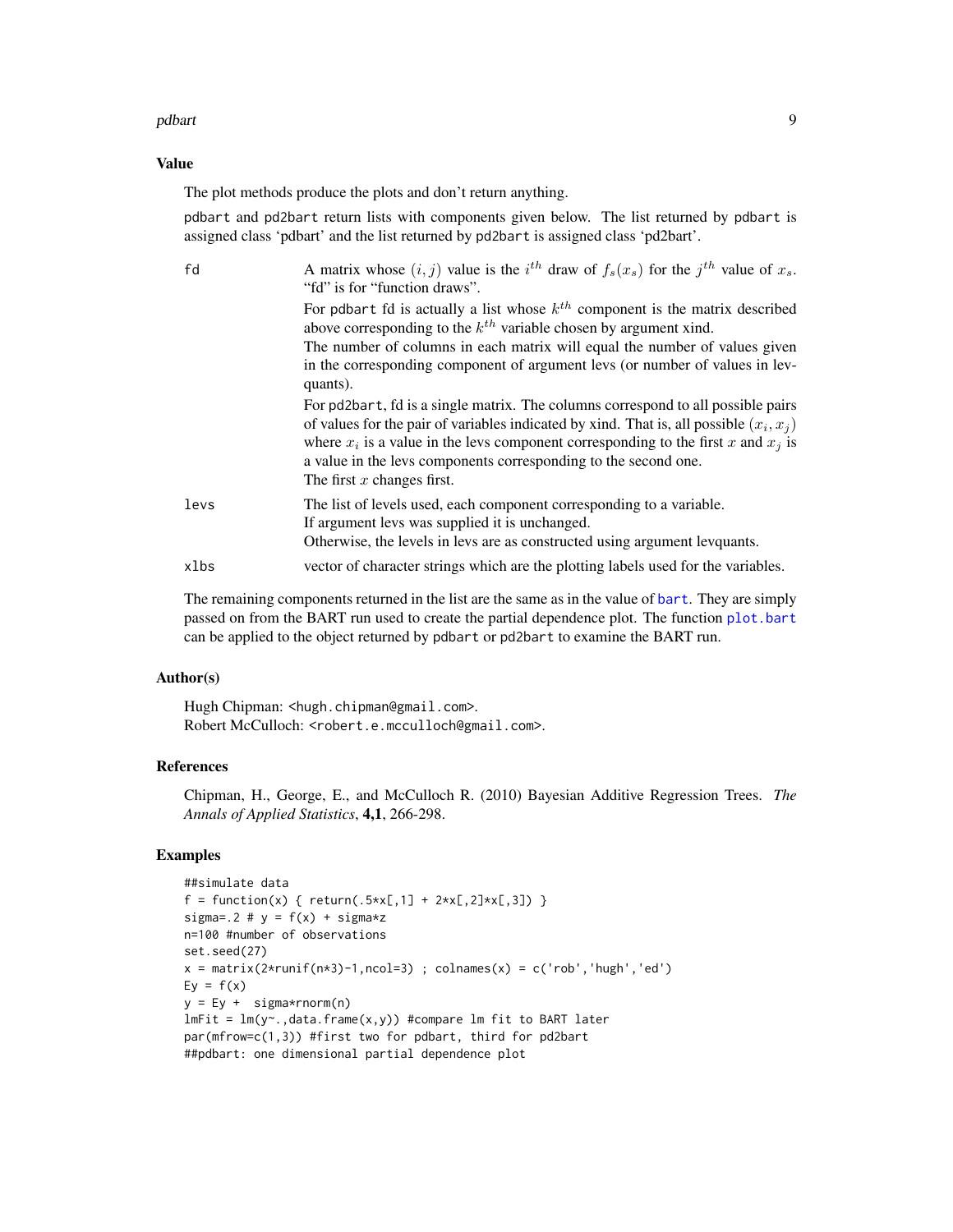### Value

The plot methods produce the plots and don't return anything.

pdbart and pd2bart return lists with components given below. The list returned by pdbart is assigned class 'pdbart' and the list returned by pd2bart is assigned class 'pd2bart'.

**fd** A matrix whose $(i, j)$ value is the $i^{th}$ draw of $f_s(x_s)$ for the $j^{th}$ value of $x_s$. "fd" is for "function draws".

For pdbart fd is actually a list whose $k^{th}$ component is the matrix described above corresponding to the $k^{th}$ variable chosen by argument xind.
The number of columns in each matrix will equal the number of values given in the corresponding component of argument levs (or number of values in levquants).

For pd2bart, fd is a single matrix. The columns correspond to all possible pairs of values for the pair of variables indicated by xind. That is, all possible $(x_i, x_j)$ where $x_i$ is a value in the levs component corresponding to the first $x$ and $x_j$ is a value in the levs components corresponding to the second one.
The first $x$ changes first.

**levs** The list of levels used, each component corresponding to a variable.
If argument levs was supplied it is unchanged.
Otherwise, the levels in levs are as constructed using argument levquants.

**xlbs** vector of character strings which are the plotting labels used for the variables.

The remaining components returned in the list are the same as in the value of bart. They are simply passed on from the BART run used to create the partial dependence plot. The function plot.bart can be applied to the object returned by pdbart or pd2bart to examine the BART run.

### Author(s)

Hugh Chipman: <hugh.chipman@gmail.com>.
Robert McCulloch: <robert.e.mcculloch@gmail.com>.

### References

Chipman, H., George, E., and McCulloch R. (2010) Bayesian Additive Regression Trees. *The Annals of Applied Statistics*, **4,1**, 266-298.

### Examples

```
##simulate data
f = function(x) { return(.5*x[,1] + 2*x[,2]*x[,3]) }
sigma=.2 # y = f(x) + sigma*z
n=100 #number of observations
set.seed(27)
x = matrix(2*runif(n*3)-1,ncol=3) ; colnames(x) = c('rob','hugh','ed')
Ey = f(x)
y = Ey +  sigma*rnorm(n)
lmFit = lm(y~.,data.frame(x,y)) #compare lm fit to BART later
par(mfrow=c(1,3)) #first two for pdbart, third for pd2bart
##pdbart: one dimensional partial dependence plot
```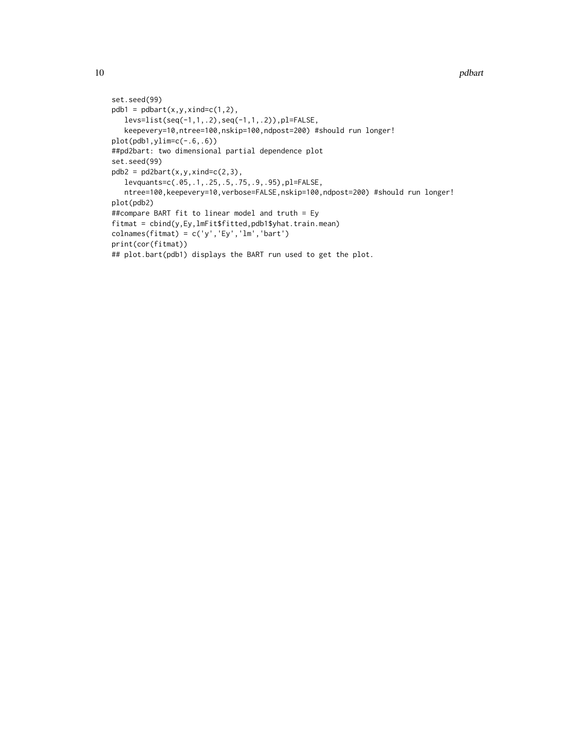```
set.seed(99)
pdb1 = pdbart(x,y,xind=c(1,2),
   levs=list(seq(-1,1,.2),seq(-1,1,.2)),pl=FALSE,
   keepevery=10,ntree=100,nskip=100,ndpost=200) #should run longer!
plot(pdb1,ylim=c(-.6,.6))
##pd2bart: two dimensional partial dependence plot
set.seed(99)
pdb2 = pd2bart(x,y,xind=c(2,3),
   levquants=c(.05,.1,.25,.5,.75,.9,.95),pl=FALSE,
   ntree=100,keepevery=10,verbose=FALSE,nskip=100,ndpost=200) #should run longer!
plot(pdb2)
##compare BART fit to linear model and truth = Ey
fitmat = cbind(y,Ey,lmFit$fitted,pdb1$yhat.train.mean)
colnames(fitmat) = c('y','Ey','lm','bart')
print(cor(fitmat))
## plot.bart(pdb1) displays the BART run used to get the plot.
```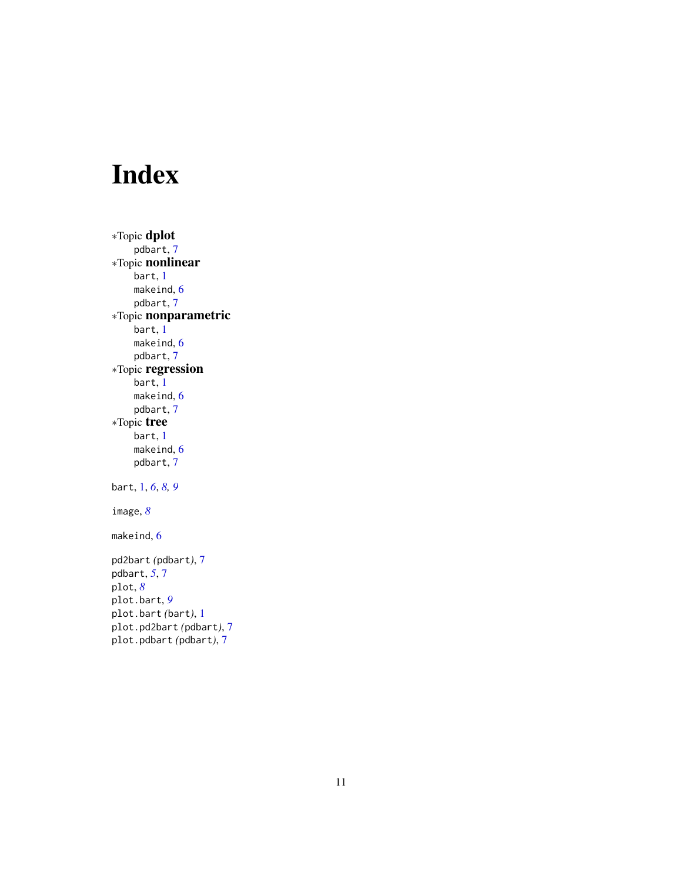# Index

*Topic **dplot**
  pdbart, 7
*Topic **nonlinear**
  bart, 1
  makeind, 6
  pdbart, 7
*Topic **nonparametric**
  bart, 1
  makeind, 6
  pdbart, 7
*Topic **regression**
  bart, 1
  makeind, 6
  pdbart, 7
*Topic **tree**
  bart, 1
  makeind, 6
  pdbart, 7

bart, 1, *6*, *8*, *9*

image, *8*

makeind, 6

pd2bart *(*pdbart*)*, 7
pdbart, *5*, 7
plot, *8*
plot.bart, *9*
plot.bart *(*bart*)*, 1
plot.pd2bart *(*pdbart*)*, 7
plot.pdbart *(*pdbart*)*, 7